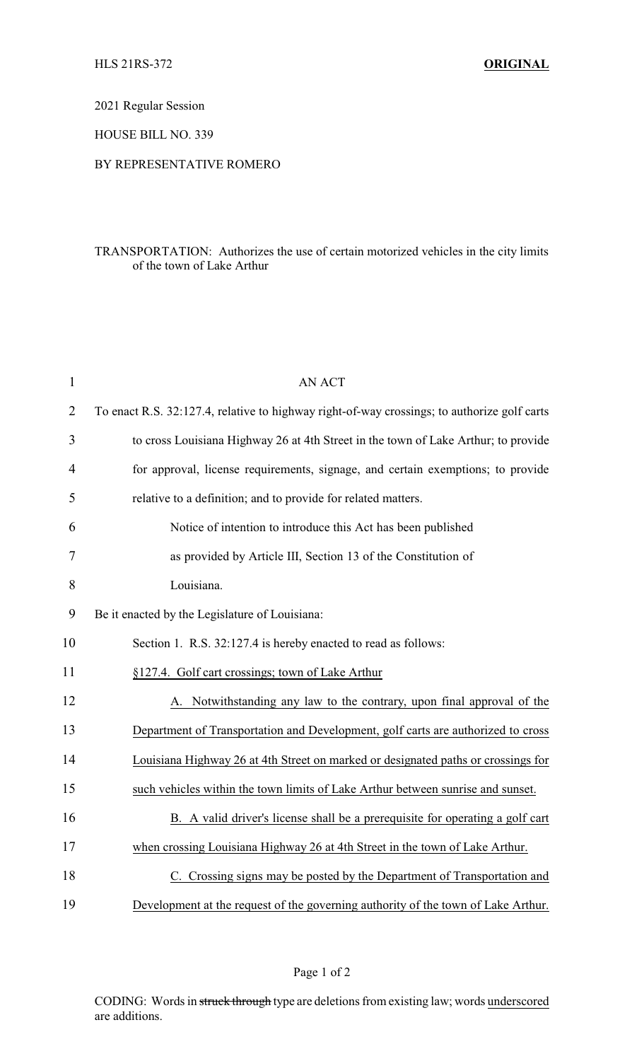HLS 21RS-372 **ORIGINAL**

2021 Regular Session

HOUSE BILL NO. 339

BY REPRESENTATIVE ROMERO

TRANSPORTATION: Authorizes the use of certain motorized vehicles in the city limits of the town of Lake Arthur

AN ACT

To enact R.S. 32:127.4, relative to highway right-of-way crossings; to authorize golf carts to cross Louisiana Highway 26 at 4th Street in the town of Lake Arthur; to provide for approval, license requirements, signage, and certain exemptions; to provide relative to a definition; and to provide for related matters.

Notice of intention to introduce this Act has been published as provided by Article III, Section 13 of the Constitution of Louisiana.

Be it enacted by the Legislature of Louisiana:

Section 1. R.S. 32:127.4 is hereby enacted to read as follows:

§127.4. Golf cart crossings; town of Lake Arthur

A. Notwithstanding any law to the contrary, upon final approval of the Department of Transportation and Development, golf carts are authorized to cross Louisiana Highway 26 at 4th Street on marked or designated paths or crossings for such vehicles within the town limits of Lake Arthur between sunrise and sunset.

B. A valid driver's license shall be a prerequisite for operating a golf cart when crossing Louisiana Highway 26 at 4th Street in the town of Lake Arthur.

C. Crossing signs may be posted by the Department of Transportation and Development at the request of the governing authority of the town of Lake Arthur.

CODING: Words in ~~struck through~~ type are deletions from existing law; words underscored are additions.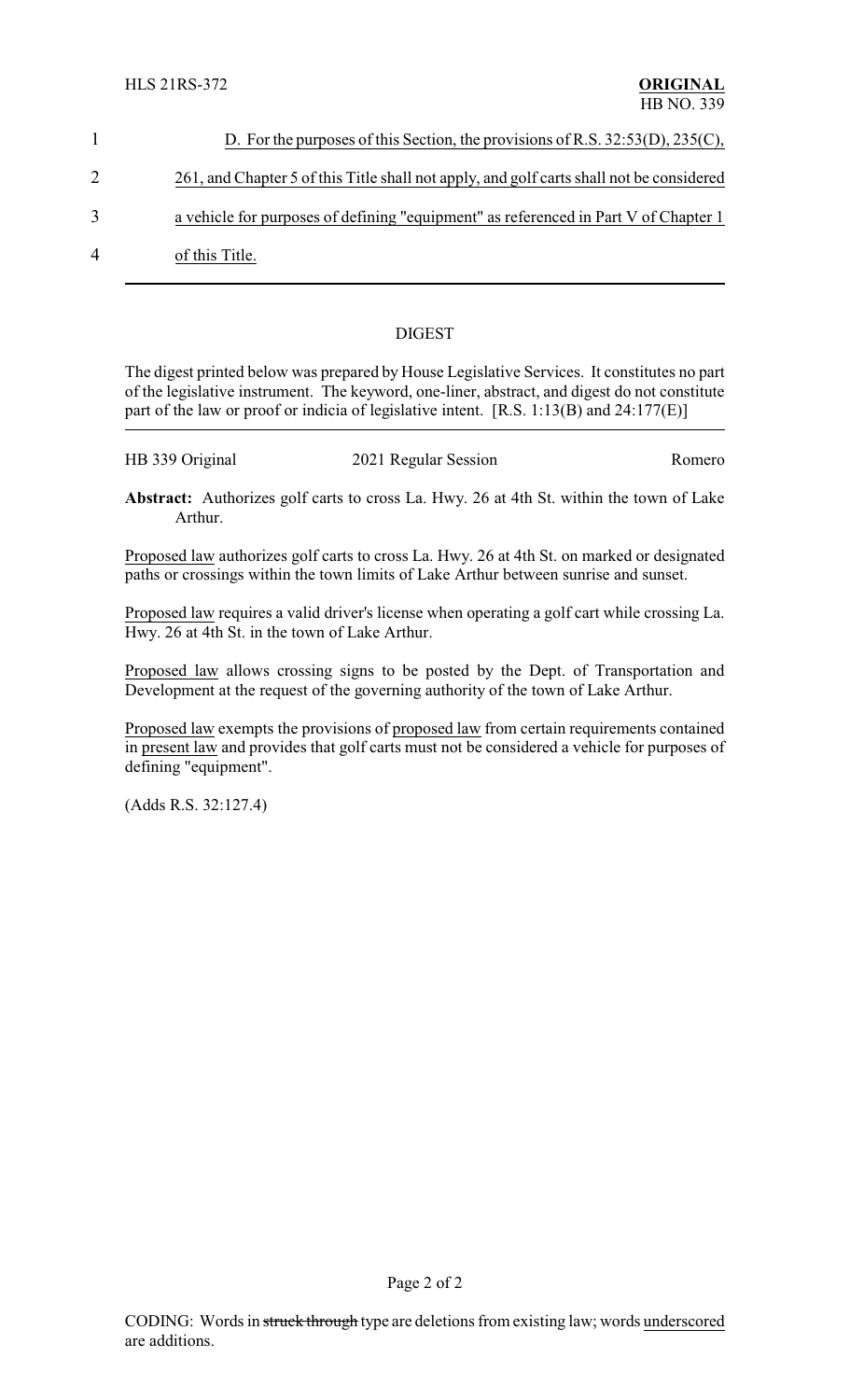D. For the purposes of this Section, the provisions of R.S. 32:53(D), 235(C), 261, and Chapter 5 of this Title shall not apply, and golf carts shall not be considered a vehicle for purposes of defining "equipment" as referenced in Part V of Chapter 1 of this Title.

## DIGEST

The digest printed below was prepared by House Legislative Services. It constitutes no part of the legislative instrument. The keyword, one-liner, abstract, and digest do not constitute part of the law or proof or indicia of legislative intent. [R.S. 1:13(B) and 24:177(E)]

HB 339 Original | 2021 Regular Session | Romero

**Abstract:** Authorizes golf carts to cross La. Hwy. 26 at 4th St. within the town of Lake Arthur.

Proposed law authorizes golf carts to cross La. Hwy. 26 at 4th St. on marked or designated paths or crossings within the town limits of Lake Arthur between sunrise and sunset.

Proposed law requires a valid driver's license when operating a golf cart while crossing La. Hwy. 26 at 4th St. in the town of Lake Arthur.

Proposed law allows crossing signs to be posted by the Dept. of Transportation and Development at the request of the governing authority of the town of Lake Arthur.

Proposed law exempts the provisions of proposed law from certain requirements contained in present law and provides that golf carts must not be considered a vehicle for purposes of defining "equipment".

(Adds R.S. 32:127.4)

CODING: Words in ~~struck through~~ type are deletions from existing law; words underscored are additions.